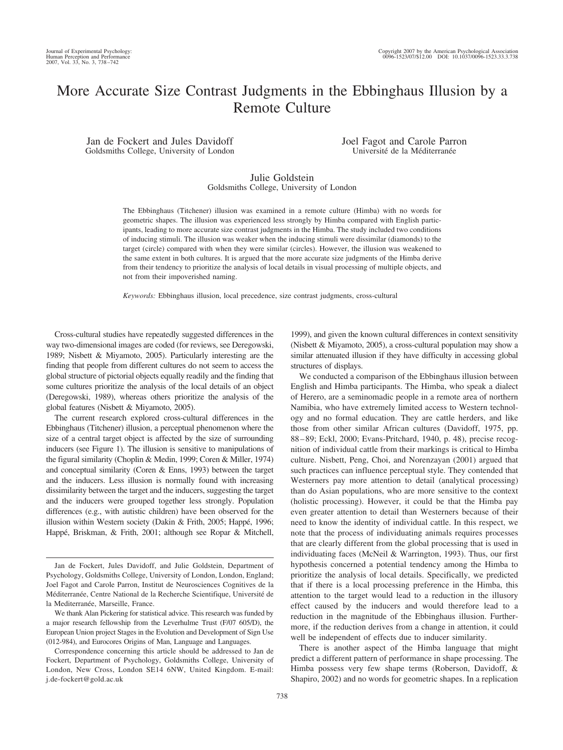# More Accurate Size Contrast Judgments in the Ebbinghaus Illusion by a Remote Culture

Jan de Fockert and Jules Davidoff
Goldsmiths College, University of London

Joel Fagot and Carole Parron
Université de la Méditerranée

Julie Goldstein
Goldsmiths College, University of London

The Ebbinghaus (Titchener) illusion was examined in a remote culture (Himba) with no words for geometric shapes. The illusion was experienced less strongly by Himba compared with English participants, leading to more accurate size contrast judgments in the Himba. The study included two conditions of inducing stimuli. The illusion was weaker when the inducing stimuli were dissimilar (diamonds) to the target (circle) compared with when they were similar (circles). However, the illusion was weakened to the same extent in both cultures. It is argued that the more accurate size judgments of the Himba derive from their tendency to prioritize the analysis of local details in visual processing of multiple objects, and not from their impoverished naming.

*Keywords:* Ebbinghaus illusion, local precedence, size contrast judgments, cross-cultural

Cross-cultural studies have repeatedly suggested differences in the way two-dimensional images are coded (for reviews, see Deregowski, 1989; Nisbett & Miyamoto, 2005). Particularly interesting are the finding that people from different cultures do not seem to access the global structure of pictorial objects equally readily and the finding that some cultures prioritize the analysis of the local details of an object (Deregowski, 1989), whereas others prioritize the analysis of the global features (Nisbett & Miyamoto, 2005).

The current research explored cross-cultural differences in the Ebbinghaus (Titchener) illusion, a perceptual phenomenon where the size of a central target object is affected by the size of surrounding inducers (see Figure 1). The illusion is sensitive to manipulations of the figural similarity (Choplin & Medin, 1999; Coren & Miller, 1974) and conceptual similarity (Coren & Enns, 1993) between the target and the inducers. Less illusion is normally found with increasing dissimilarity between the target and the inducers, suggesting the target and the inducers were grouped together less strongly. Population differences (e.g., with autistic children) have been observed for the illusion within Western society (Dakin & Frith, 2005; Happé, 1996; Happé, Briskman, & Frith, 2001; although see Ropar & Mitchell, 1999), and given the known cultural differences in context sensitivity (Nisbett & Miyamoto, 2005), a cross-cultural population may show a similar attenuated illusion if they have difficulty in accessing global structures of displays.

We conducted a comparison of the Ebbinghaus illusion between English and Himba participants. The Himba, who speak a dialect of Herero, are a seminomadic people in a remote area of northern Namibia, who have extremely limited access to Western technology and no formal education. They are cattle herders, and like those from other similar African cultures (Davidoff, 1975, pp. 88–89; Eckl, 2000; Evans-Pritchard, 1940, p. 48), precise recognition of individual cattle from their markings is critical to Himba culture. Nisbett, Peng, Choi, and Norenzayan (2001) argued that such practices can influence perceptual style. They contended that Westerners pay more attention to detail (analytical processing) than do Asian populations, who are more sensitive to the context (holistic processing). However, it could be that the Himba pay even greater attention to detail than Westerners because of their need to know the identity of individual cattle. In this respect, we note that the process of individuating animals requires processes that are clearly different from the global processing that is used in individuating faces (McNeil & Warrington, 1993). Thus, our first hypothesis concerned a potential tendency among the Himba to prioritize the analysis of local details. Specifically, we predicted that if there is a local processing preference in the Himba, this attention to the target would lead to a reduction in the illusory effect caused by the inducers and would therefore lead to a reduction in the magnitude of the Ebbinghaus illusion. Furthermore, if the reduction derives from a change in attention, it could well be independent of effects due to inducer similarity.

There is another aspect of the Himba language that might predict a different pattern of performance in shape processing. The Himba possess very few shape terms (Roberson, Davidoff, & Shapiro, 2002) and no words for geometric shapes. In a replication

---

Jan de Fockert, Jules Davidoff, and Julie Goldstein, Department of Psychology, Goldsmiths College, University of London, London, England; Joel Fagot and Carole Parron, Institut de Neurosciences Cognitives de la Méditerranée, Centre National de la Recherche Scientifique, Université de la Mediterranée, Marseille, France.

We thank Alan Pickering for statistical advice. This research was funded by a major research fellowship from the Leverhulme Trust (F/07 605/D), the European Union project Stages in the Evolution and Development of Sign Use (012-984), and Eurocores Origins of Man, Language and Languages.

Correspondence concerning this article should be addressed to Jan de Fockert, Department of Psychology, Goldsmiths College, University of London, New Cross, London SE14 6NW, United Kingdom. E-mail: j.de-fockert@gold.ac.uk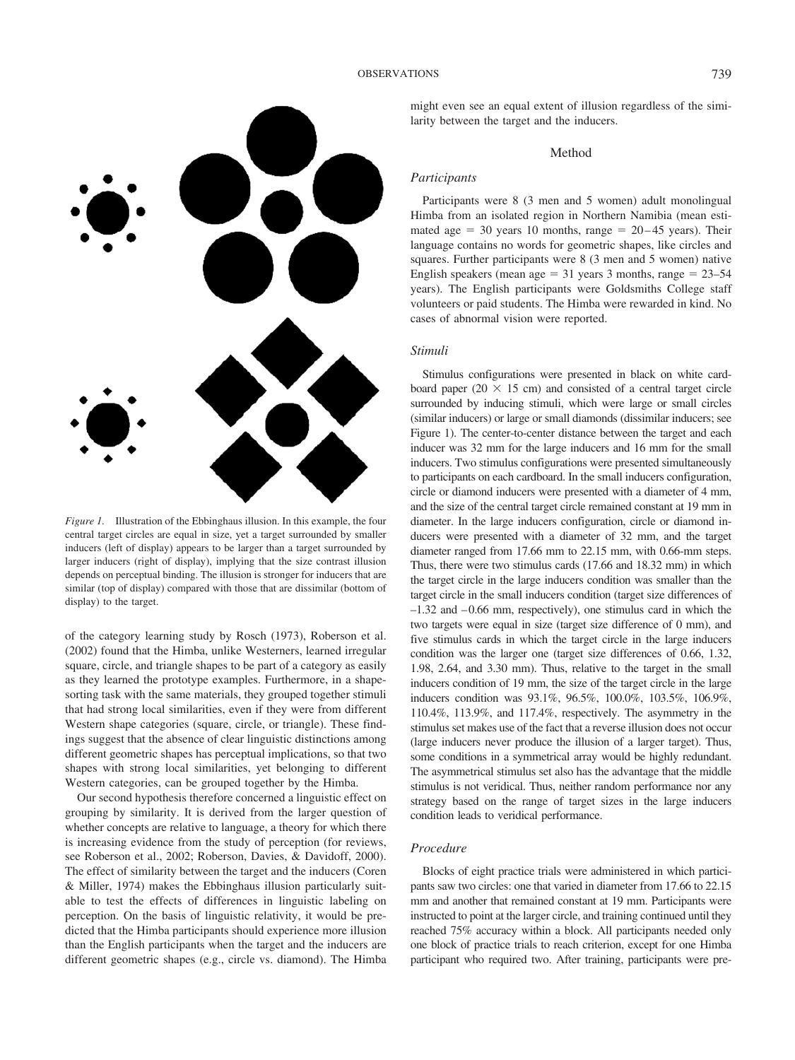*Figure 1.* Illustration of the Ebbinghaus illusion. In this example, the four central target circles are equal in size, yet a target surrounded by smaller inducers (left of display) appears to be larger than a target surrounded by larger inducers (right of display), implying that the size contrast illusion depends on perceptual binding. The illusion is stronger for inducers that are similar (top of display) compared with those that are dissimilar (bottom of display) to the target.

of the category learning study by Rosch (1973), Roberson et al. (2002) found that the Himba, unlike Westerners, learned irregular square, circle, and triangle shapes to be part of a category as easily as they learned the prototype examples. Furthermore, in a shape-sorting task with the same materials, they grouped together stimuli that had strong local similarities, even if they were from different Western shape categories (square, circle, or triangle). These findings suggest that the absence of clear linguistic distinctions among different geometric shapes has perceptual implications, so that two shapes with strong local similarities, yet belonging to different Western categories, can be grouped together by the Himba.

Our second hypothesis therefore concerned a linguistic effect on grouping by similarity. It is derived from the larger question of whether concepts are relative to language, a theory for which there is increasing evidence from the study of perception (for reviews, see Roberson et al., 2002; Roberson, Davies, & Davidoff, 2000). The effect of similarity between the target and the inducers (Coren & Miller, 1974) makes the Ebbinghaus illusion particularly suitable to test the effects of differences in linguistic labeling on perception. On the basis of linguistic relativity, it would be predicted that the Himba participants should experience more illusion than the English participants when the target and the inducers are different geometric shapes (e.g., circle vs. diamond). The Himba might even see an equal extent of illusion regardless of the similarity between the target and the inducers.

## Method

### Participants

Participants were 8 (3 men and 5 women) adult monolingual Himba from an isolated region in Northern Namibia (mean estimated age = 30 years 10 months, range = 20–45 years). Their language contains no words for geometric shapes, like circles and squares. Further participants were 8 (3 men and 5 women) native English speakers (mean age = 31 years 3 months, range = 23–54 years). The English participants were Goldsmiths College staff volunteers or paid students. The Himba were rewarded in kind. No cases of abnormal vision were reported.

### Stimuli

Stimulus configurations were presented in black on white cardboard paper ($20 \times 15$ cm) and consisted of a central target circle surrounded by inducing stimuli, which were large or small circles (similar inducers) or large or small diamonds (dissimilar inducers; see Figure 1). The center-to-center distance between the target and each inducer was 32 mm for the large inducers and 16 mm for the small inducers. Two stimulus configurations were presented simultaneously to participants on each cardboard. In the small inducers configuration, circle or diamond inducers were presented with a diameter of 4 mm, and the size of the central target circle remained constant at 19 mm in diameter. In the large inducers configuration, circle or diamond inducers were presented with a diameter of 32 mm, and the target diameter ranged from 17.66 mm to 22.15 mm, with 0.66-mm steps. Thus, there were two stimulus cards (17.66 and 18.32 mm) in which the target circle in the large inducers condition was smaller than the target circle in the small inducers condition (target size differences of –1.32 and –0.66 mm, respectively), one stimulus card in which the two targets were equal in size (target size difference of 0 mm), and five stimulus cards in which the target circle in the large inducers condition was the larger one (target size differences of 0.66, 1.32, 1.98, 2.64, and 3.30 mm). Thus, relative to the target in the small inducers condition of 19 mm, the size of the target circle in the large inducers condition was 93.1%, 96.5%, 100.0%, 103.5%, 106.9%, 110.4%, 113.9%, and 117.4%, respectively. The asymmetry in the stimulus set makes use of the fact that a reverse illusion does not occur (large inducers never produce the illusion of a larger target). Thus, some conditions in a symmetrical array would be highly redundant. The asymmetrical stimulus set also has the advantage that the middle stimulus is not veridical. Thus, neither random performance nor any strategy based on the range of target sizes in the large inducers condition leads to veridical performance.

### Procedure

Blocks of eight practice trials were administered in which participants saw two circles: one that varied in diameter from 17.66 to 22.15 mm and another that remained constant at 19 mm. Participants were instructed to point at the larger circle, and training continued until they reached 75% accuracy within a block. All participants needed only one block of practice trials to reach criterion, except for one Himba participant who required two. After training, participants were pre-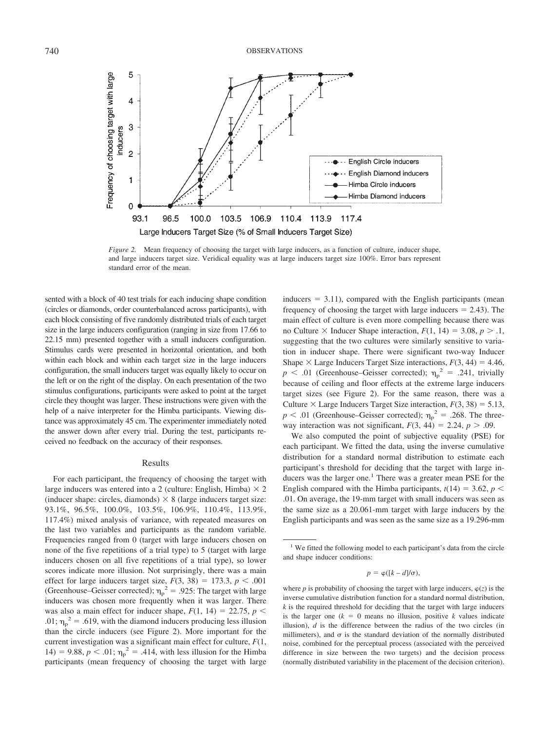*Figure 2.* Mean frequency of choosing the target with large inducers, as a function of culture, inducer shape, and large inducers target size. Veridical equality was at large inducers target size 100%. Error bars represent standard error of the mean.

sented with a block of 40 test trials for each inducing shape condition (circles or diamonds, order counterbalanced across participants), with each block consisting of five randomly distributed trials of each target size in the large inducers configuration (ranging in size from 17.66 to 22.15 mm) presented together with a small inducers configuration. Stimulus cards were presented in horizontal orientation, and both within each block and within each target size in the large inducers configuration, the small inducers target was equally likely to occur on the left or on the right of the display. On each presentation of the two stimulus configurations, participants were asked to point at the target circle they thought was larger. These instructions were given with the help of a naive interpreter for the Himba participants. Viewing distance was approximately 45 cm. The experimenter immediately noted the answer down after every trial. During the test, participants received no feedback on the accuracy of their responses.

## Results

For each participant, the frequency of choosing the target with large inducers was entered into a 2 (culture: English, Himba) × 2 (inducer shape: circles, diamonds) × 8 (large inducers target size: 93.1%, 96.5%, 100.0%, 103.5%, 106.9%, 110.4%, 113.9%, 117.4%) mixed analysis of variance, with repeated measures on the last two variables and participants as the random variable. Frequencies ranged from 0 (target with large inducers chosen on none of the five repetitions of a trial type) to 5 (target with large inducers chosen on all five repetitions of a trial type), so lower scores indicate more illusion. Not surprisingly, there was a main effect for large inducers target size, $F(3, 38) = 173.3$, $p < .001$ (Greenhouse–Geisser corrected); $\eta_p^2 = .925$: The target with large inducers was chosen more frequently when it was larger. There was also a main effect for inducer shape, $F(1, 14) = 22.75$, $p < .01$; $\eta_p^2 = .619$, with the diamond inducers producing less illusion than the circle inducers (see Figure 2). More important for the current investigation was a significant main effect for culture, $F(1, 14) = 9.88$, $p < .01$; $\eta_p^2 = .414$, with less illusion for the Himba participants (mean frequency of choosing the target with large inducers = 3.11), compared with the English participants (mean frequency of choosing the target with large inducers = 2.43). The main effect of culture is even more compelling because there was no Culture × Inducer Shape interaction, $F(1, 14) = 3.08$, $p > .1$, suggesting that the two cultures were similarly sensitive to variation in inducer shape. There were significant two-way Inducer Shape × Large Inducers Target Size interactions, $F(3, 44) = 4.46$, $p < .01$ (Greenhouse–Geisser corrected); $\eta_p^2 = .241$, trivially because of ceiling and floor effects at the extreme large inducers target sizes (see Figure 2). For the same reason, there was a Culture × Large Inducers Target Size interaction, $F(3, 38) = 5.13$, $p < .01$ (Greenhouse–Geisser corrected); $\eta_p^2 = .268$. The three-way interaction was not significant, $F(3, 44) = 2.24$, $p > .09$.

We also computed the point of subjective equality (PSE) for each participant. We fitted the data, using the inverse cumulative distribution for a standard normal distribution to estimate each participant's threshold for deciding that the target with large inducers was the larger one.[1] There was a greater mean PSE for the English compared with the Himba participants, $t(14) = 3.62$, $p < .01$. On average, the 19-mm target with small inducers was seen as the same size as a 20.061-mm target with large inducers by the English participants and was seen as the same size as a 19.296-mm

[1] We fitted the following model to each participant's data from the circle and shape inducer conditions:

$$p = \varphi([k - d]/\sigma),$$

where $p$ is probability of choosing the target with large inducers, $\varphi(z)$ is the inverse cumulative distribution function for a standard normal distribution, $k$ is the required threshold for deciding that the target with large inducers is the larger one ($k = 0$ means no illusion, positive $k$ values indicate illusion), $d$ is the difference between the radius of the two circles (in millimeters), and $\sigma$ is the standard deviation of the normally distributed noise, combined for the perceptual process (associated with the perceived difference in size between the two targets) and the decision process (normally distributed variability in the placement of the decision criterion).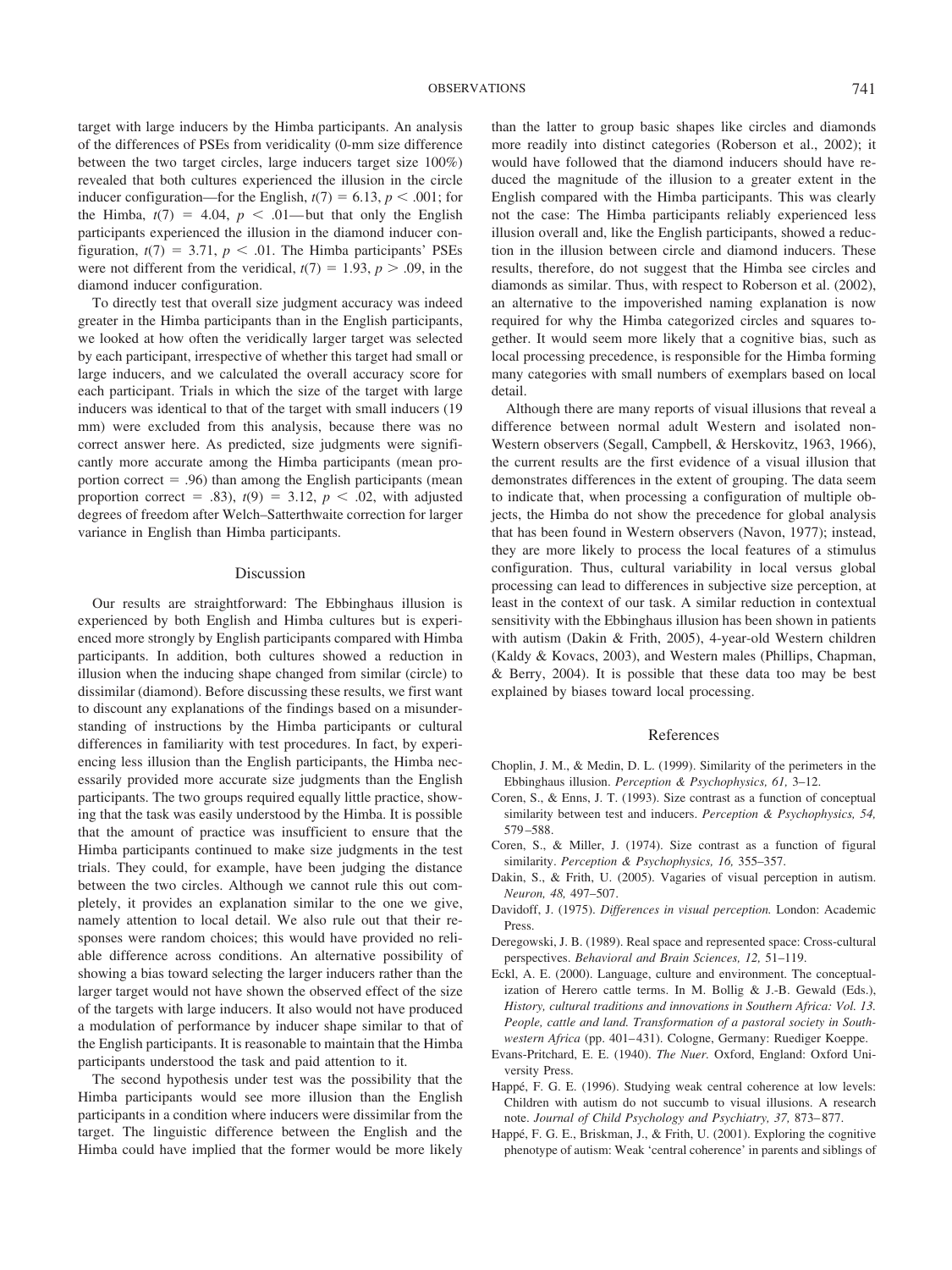target with large inducers by the Himba participants. An analysis of the differences of PSEs from veridicality (0-mm size difference between the two target circles, large inducers target size 100%) revealed that both cultures experienced the illusion in the circle inducer configuration—for the English, $t(7) = 6.13$, $p < .001$; for the Himba, $t(7) = 4.04$, $p < .01$—but that only the English participants experienced the illusion in the diamond inducer configuration, $t(7) = 3.71$, $p < .01$. The Himba participants' PSEs were not different from the veridical, $t(7) = 1.93$, $p > .09$, in the diamond inducer configuration.

To directly test that overall size judgment accuracy was indeed greater in the Himba participants than in the English participants, we looked at how often the veridically larger target was selected by each participant, irrespective of whether this target had small or large inducers, and we calculated the overall accuracy score for each participant. Trials in which the size of the target with large inducers was identical to that of the target with small inducers (19 mm) were excluded from this analysis, because there was no correct answer here. As predicted, size judgments were significantly more accurate among the Himba participants (mean proportion correct = .96) than among the English participants (mean proportion correct = .83), $t(9) = 3.12$, $p < .02$, with adjusted degrees of freedom after Welch–Satterthwaite correction for larger variance in English than Himba participants.

## Discussion

Our results are straightforward: The Ebbinghaus illusion is experienced by both English and Himba cultures but is experienced more strongly by English participants compared with Himba participants. In addition, both cultures showed a reduction in illusion when the inducing shape changed from similar (circle) to dissimilar (diamond). Before discussing these results, we first want to discount any explanations of the findings based on a misunderstanding of instructions by the Himba participants or cultural differences in familiarity with test procedures. In fact, by experiencing less illusion than the English participants, the Himba necessarily provided more accurate size judgments than the English participants. The two groups required equally little practice, showing that the task was easily understood by the Himba. It is possible that the amount of practice was insufficient to ensure that the Himba participants continued to make size judgments in the test trials. They could, for example, have been judging the distance between the two circles. Although we cannot rule this out completely, it provides an explanation similar to the one we give, namely attention to local detail. We also rule out that their responses were random choices; this would have provided no reliable difference across conditions. An alternative possibility of showing a bias toward selecting the larger inducers rather than the larger target would not have shown the observed effect of the size of the targets with large inducers. It also would not have produced a modulation of performance by inducer shape similar to that of the English participants. It is reasonable to maintain that the Himba participants understood the task and paid attention to it.

The second hypothesis under test was the possibility that the Himba participants would see more illusion than the English participants in a condition where inducers were dissimilar from the target. The linguistic difference between the English and the Himba could have implied that the former would be more likely than the latter to group basic shapes like circles and diamonds more readily into distinct categories (Roberson et al., 2002); it would have followed that the diamond inducers should have reduced the magnitude of the illusion to a greater extent in the English compared with the Himba participants. This was clearly not the case: The Himba participants reliably experienced less illusion overall and, like the English participants, showed a reduction in the illusion between circle and diamond inducers. These results, therefore, do not suggest that the Himba see circles and diamonds as similar. Thus, with respect to Roberson et al. (2002), an alternative to the impoverished naming explanation is now required for why the Himba categorized circles and squares together. It would seem more likely that a cognitive bias, such as local processing precedence, is responsible for the Himba forming many categories with small numbers of exemplars based on local detail.

Although there are many reports of visual illusions that reveal a difference between normal adult Western and isolated non-Western observers (Segall, Campbell, & Herskovitz, 1963, 1966), the current results are the first evidence of a visual illusion that demonstrates differences in the extent of grouping. The data seem to indicate that, when processing a configuration of multiple objects, the Himba do not show the precedence for global analysis that has been found in Western observers (Navon, 1977); instead, they are more likely to process the local features of a stimulus configuration. Thus, cultural variability in local versus global processing can lead to differences in subjective size perception, at least in the context of our task. A similar reduction in contextual sensitivity with the Ebbinghaus illusion has been shown in patients with autism (Dakin & Frith, 2005), 4-year-old Western children (Kaldy & Kovacs, 2003), and Western males (Phillips, Chapman, & Berry, 2004). It is possible that these data too may be best explained by biases toward local processing.

## References

Choplin, J. M., & Medin, D. L. (1999). Similarity of the perimeters in the Ebbinghaus illusion. *Perception & Psychophysics, 61,* 3–12.

Coren, S., & Enns, J. T. (1993). Size contrast as a function of conceptual similarity between test and inducers. *Perception & Psychophysics, 54,* 579–588.

Coren, S., & Miller, J. (1974). Size contrast as a function of figural similarity. *Perception & Psychophysics, 16,* 355–357.

Dakin, S., & Frith, U. (2005). Vagaries of visual perception in autism. *Neuron, 48,* 497–507.

Davidoff, J. (1975). *Differences in visual perception.* London: Academic Press.

Deregowski, J. B. (1989). Real space and represented space: Cross-cultural perspectives. *Behavioral and Brain Sciences, 12,* 51–119.

Eckl, A. E. (2000). Language, culture and environment. The conceptualization of Herero cattle terms. In M. Bollig & J.-B. Gewald (Eds.), *History, cultural traditions and innovations in Southern Africa: Vol. 13. People, cattle and land. Transformation of a pastoral society in Southwestern Africa* (pp. 401–431). Cologne, Germany: Ruediger Koeppe.

Evans-Pritchard, E. E. (1940). *The Nuer.* Oxford, England: Oxford University Press.

Happé, F. G. E. (1996). Studying weak central coherence at low levels: Children with autism do not succumb to visual illusions. A research note. *Journal of Child Psychology and Psychiatry, 37,* 873–877.

Happé, F. G. E., Briskman, J., & Frith, U. (2001). Exploring the cognitive phenotype of autism: Weak 'central coherence' in parents and siblings of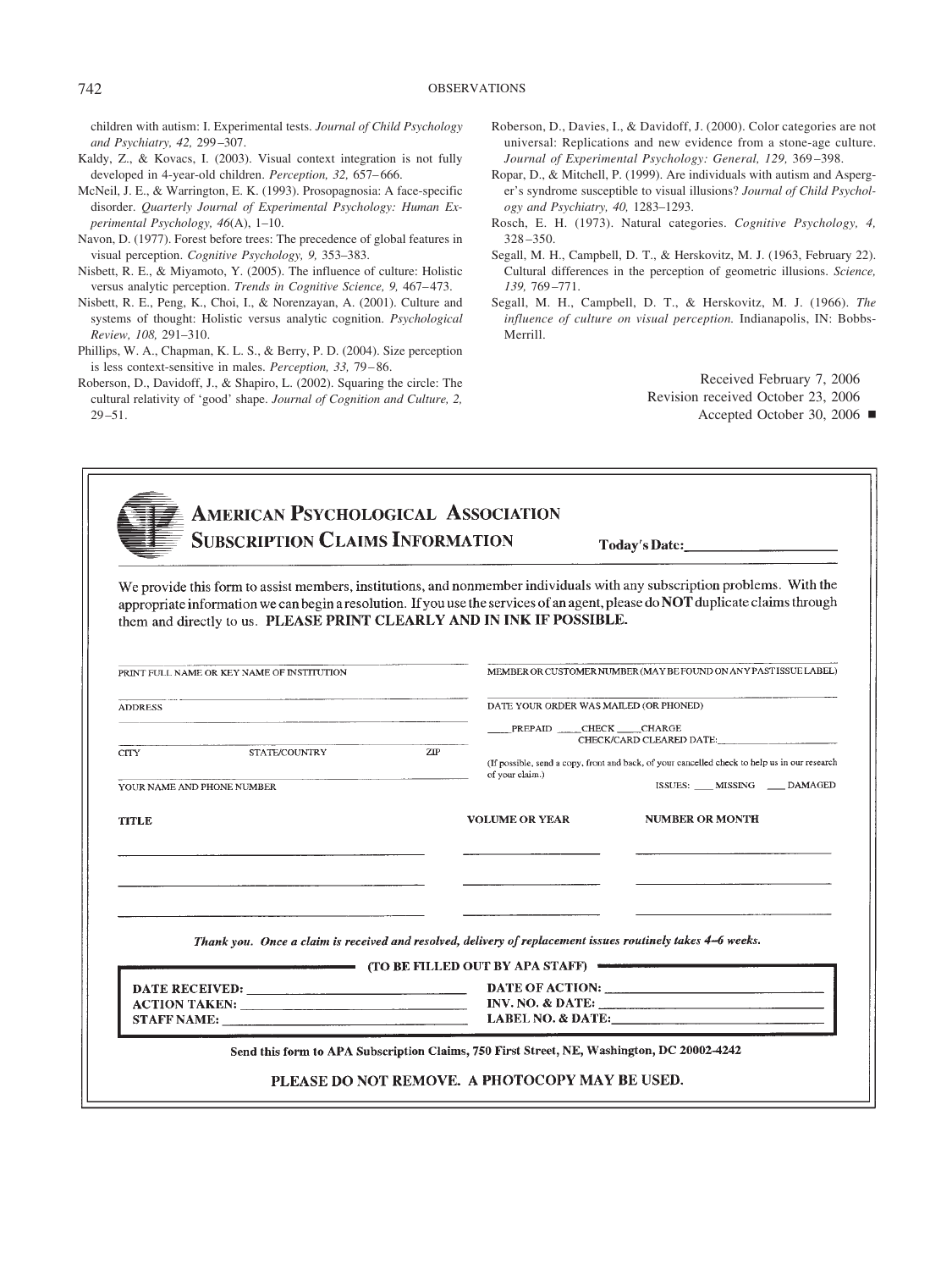children with autism: I. Experimental tests. *Journal of Child Psychology and Psychiatry, 42,* 299–307.

Kaldy, Z., & Kovacs, I. (2003). Visual context integration is not fully developed in 4-year-old children. *Perception, 32,* 657–666.

McNeil, J. E., & Warrington, E. K. (1993). Prosopagnosia: A face-specific disorder. *Quarterly Journal of Experimental Psychology: Human Experimental Psychology, 46*(A), 1–10.

Navon, D. (1977). Forest before trees: The precedence of global features in visual perception. *Cognitive Psychology, 9,* 353–383.

Nisbett, R. E., & Miyamoto, Y. (2005). The influence of culture: Holistic versus analytic perception. *Trends in Cognitive Science, 9,* 467–473.

Nisbett, R. E., Peng, K., Choi, I., & Norenzayan, A. (2001). Culture and systems of thought: Holistic versus analytic cognition. *Psychological Review, 108,* 291–310.

Phillips, W. A., Chapman, K. L. S., & Berry, P. D. (2004). Size perception is less context-sensitive in males. *Perception, 33,* 79–86.

Roberson, D., Davidoff, J., & Shapiro, L. (2002). Squaring the circle: The cultural relativity of 'good' shape. *Journal of Cognition and Culture, 2,* 29–51.

Roberson, D., Davies, I., & Davidoff, J. (2000). Color categories are not universal: Replications and new evidence from a stone-age culture. *Journal of Experimental Psychology: General, 129,* 369–398.

Ropar, D., & Mitchell, P. (1999). Are individuals with autism and Asperger's syndrome susceptible to visual illusions? *Journal of Child Psychology and Psychiatry, 40,* 1283–1293.

Rosch, E. H. (1973). Natural categories. *Cognitive Psychology, 4,* 328–350.

Segall, M. H., Campbell, D. T., & Herskovitz, M. J. (1963, February 22). Cultural differences in the perception of geometric illusions. *Science, 139,* 769–771.

Segall, M. H., Campbell, D. T., & Herskovitz, M. J. (1966). *The influence of culture on visual perception.* Indianapolis, IN: Bobbs-Merrill.

Received February 7, 2006
Revision received October 23, 2006
Accepted October 30, 2006 ■

---

## AMERICAN PSYCHOLOGICAL ASSOCIATION SUBSCRIPTION CLAIMS INFORMATION

**Today's Date:** ____________________

We provide this form to assist members, institutions, and nonmember individuals with any subscription problems. With the appropriate information we can begin a resolution. If you use the services of an agent, please do **NOT** duplicate claims through them and directly to us. **PLEASE PRINT CLEARLY AND IN INK IF POSSIBLE.**

PRINT FULL NAME OR KEY NAME OF INSTITUTION ____________________

MEMBER OR CUSTOMER NUMBER (MAY BE FOUND ON ANY PAST ISSUE LABEL) ____________________

ADDRESS ____________________

DATE YOUR ORDER WAS MAILED (OR PHONED) ____________________

____ PREPAID ____ CHECK ____ CHARGE

CHECK/CARD CLEARED DATE: ____________________

CITY ____________ STATE/COUNTRY ____________ ZIP ____________

(If possible, send a copy, front and back, of your cancelled check to help us in our research of your claim.)

YOUR NAME AND PHONE NUMBER ____________________

ISSUES: ____ MISSING ____ DAMAGED

| TITLE | VOLUME OR YEAR | NUMBER OR MONTH |
|---|---|---|
| | | |
| | | |
| | | |

***Thank you. Once a claim is received and resolved, delivery of replacement issues routinely takes 4–6 weeks.***

**(TO BE FILLED OUT BY APA STAFF)**

**DATE RECEIVED:** ____________________ **DATE OF ACTION:** ____________________

**ACTION TAKEN:** ____________________ **INV. NO. & DATE:** ____________________

**STAFF NAME:** ____________________ **LABEL NO. & DATE:** ____________________

**Send this form to APA Subscription Claims, 750 First Street, NE, Washington, DC 20002-4242**

**PLEASE DO NOT REMOVE. A PHOTOCOPY MAY BE USED.**